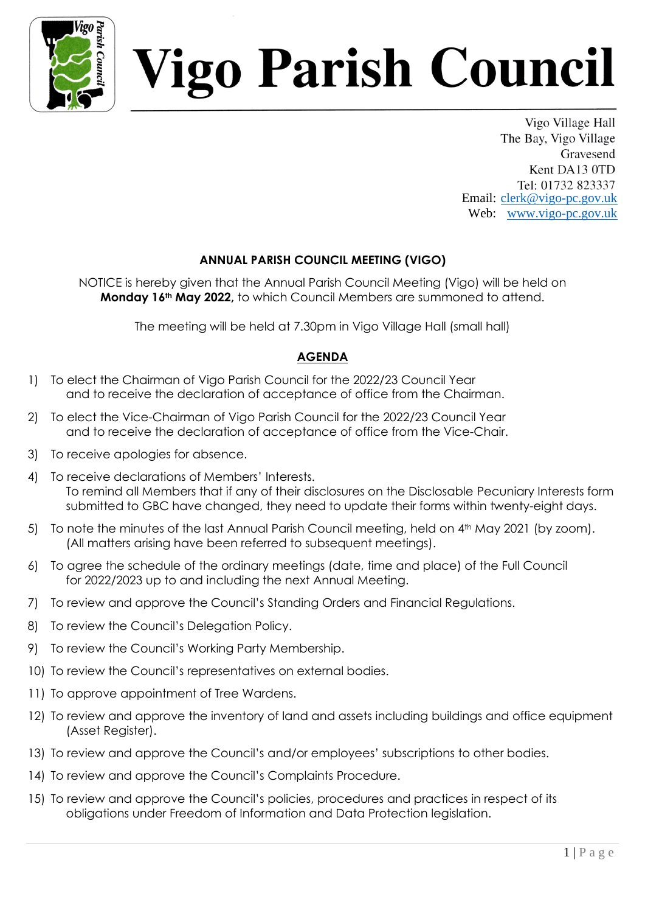# Vigo Parish Council

Vigo Village Hall
The Bay, Vigo Village
Gravesend
Kent DA13 0TD
Tel: 01732 823337
Email: clerk@vigo-pc.gov.uk
Web: www.vigo-pc.gov.uk

**ANNUAL PARISH COUNCIL MEETING (VIGO)**

NOTICE is hereby given that the Annual Parish Council Meeting (Vigo) will be held on **Monday 16th May 2022,** to which Council Members are summoned to attend.

The meeting will be held at 7.30pm in Vigo Village Hall (small hall)

## AGENDA

1) To elect the Chairman of Vigo Parish Council for the 2022/23 Council Year and to receive the declaration of acceptance of office from the Chairman.
2) To elect the Vice-Chairman of Vigo Parish Council for the 2022/23 Council Year and to receive the declaration of acceptance of office from the Vice-Chair.
3) To receive apologies for absence.
4) To receive declarations of Members' Interests.
   To remind all Members that if any of their disclosures on the Disclosable Pecuniary Interests form submitted to GBC have changed, they need to update their forms within twenty-eight days.
5) To note the minutes of the last Annual Parish Council meeting, held on 4th May 2021 (by zoom). (All matters arising have been referred to subsequent meetings).
6) To agree the schedule of the ordinary meetings (date, time and place) of the Full Council for 2022/2023 up to and including the next Annual Meeting.
7) To review and approve the Council's Standing Orders and Financial Regulations.
8) To review the Council's Delegation Policy.
9) To review the Council's Working Party Membership.
10) To review the Council's representatives on external bodies.
11) To approve appointment of Tree Wardens.
12) To review and approve the inventory of land and assets including buildings and office equipment (Asset Register).
13) To review and approve the Council's and/or employees' subscriptions to other bodies.
14) To review and approve the Council's Complaints Procedure.
15) To review and approve the Council's policies, procedures and practices in respect of its obligations under Freedom of Information and Data Protection legislation.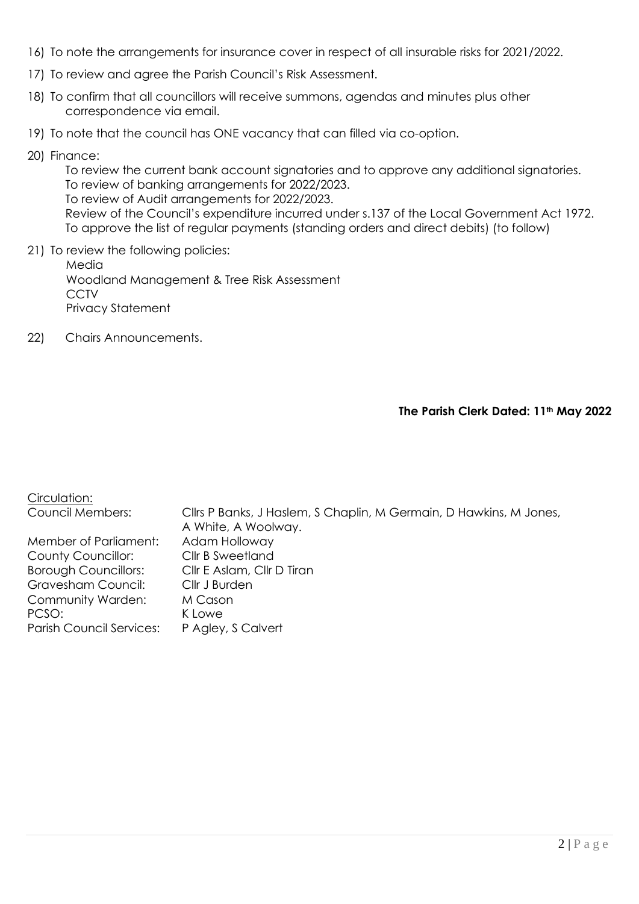16) To note the arrangements for insurance cover in respect of all insurable risks for 2021/2022.

17) To review and agree the Parish Council's Risk Assessment.

18) To confirm that all councillors will receive summons, agendas and minutes plus other correspondence via email.

19) To note that the council has ONE vacancy that can filled via co-option.

20) Finance:
    To review the current bank account signatories and to approve any additional signatories.
    To review of banking arrangements for 2022/2023.
    To review of Audit arrangements for 2022/2023.
    Review of the Council's expenditure incurred under s.137 of the Local Government Act 1972.
    To approve the list of regular payments (standing orders and direct debits) (to follow)

21) To review the following policies:
    Media
    Woodland Management & Tree Risk Assessment
    CCTV
    Privacy Statement

22) Chairs Announcements.

**The Parish Clerk Dated: 11th May 2022**

Circulation:

| | |
|---|---|
| Council Members: | Cllrs P Banks, J Haslem, S Chaplin, M Germain, D Hawkins, M Jones, A White, A Woolway. |
| Member of Parliament: | Adam Holloway |
| County Councillor: | Cllr B Sweetland |
| Borough Councillors: | Cllr E Aslam, Cllr D Tiran |
| Gravesham Council: | Cllr J Burden |
| Community Warden: | M Cason |
| PCSO: | K Lowe |
| Parish Council Services: | P Agley, S Calvert |